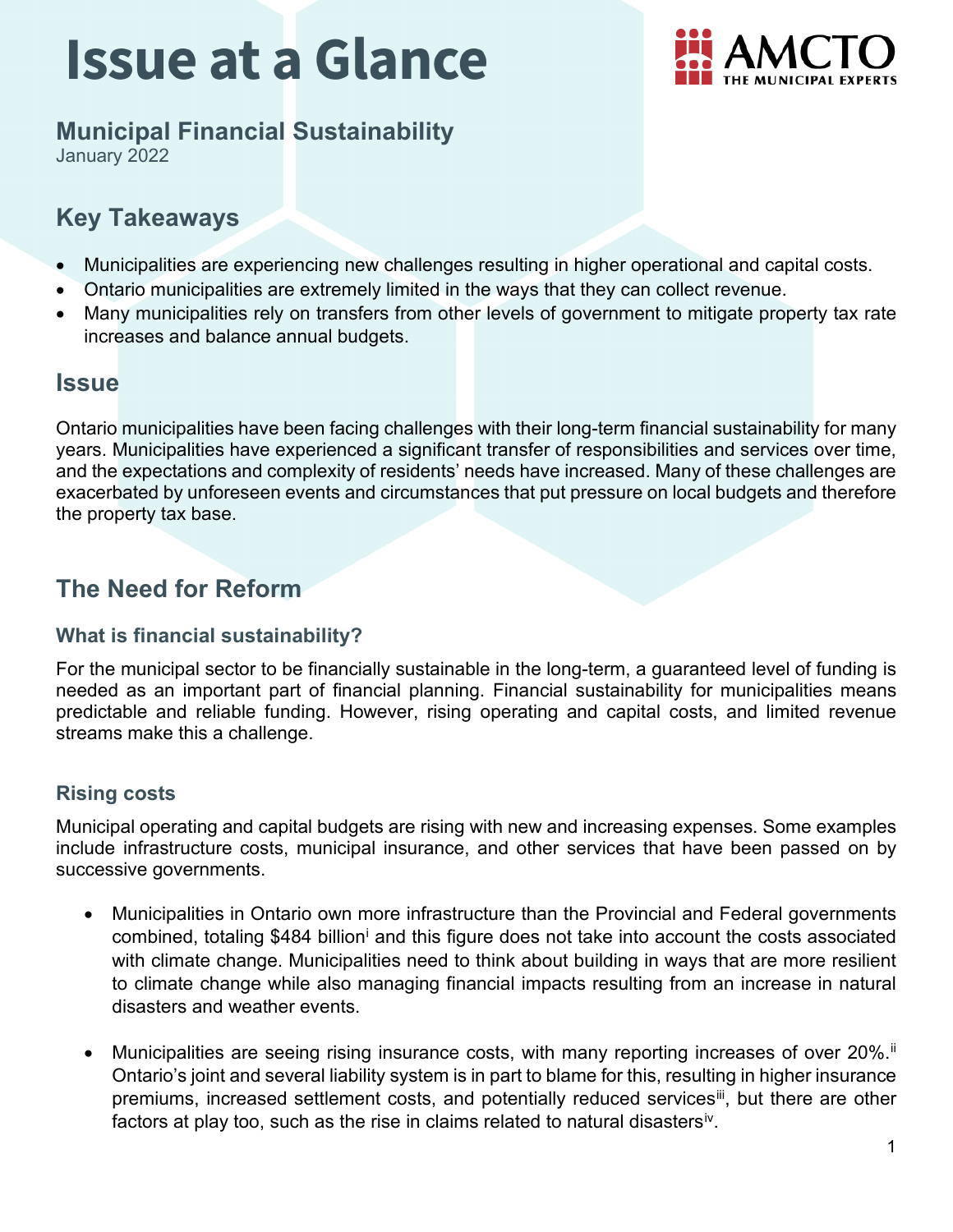# Issue at a Glance

AMCTO
THE MUNICIPAL EXPERTS

## Municipal Financial Sustainability

January 2022

## Key Takeaways

- Municipalities are experiencing new challenges resulting in higher operational and capital costs.
- Ontario municipalities are extremely limited in the ways that they can collect revenue.
- Many municipalities rely on transfers from other levels of government to mitigate property tax rate increases and balance annual budgets.

## Issue

Ontario municipalities have been facing challenges with their long-term financial sustainability for many years. Municipalities have experienced a significant transfer of responsibilities and services over time, and the expectations and complexity of residents' needs have increased. Many of these challenges are exacerbated by unforeseen events and circumstances that put pressure on local budgets and therefore the property tax base.

## The Need for Reform

### What is financial sustainability?

For the municipal sector to be financially sustainable in the long-term, a guaranteed level of funding is needed as an important part of financial planning. Financial sustainability for municipalities means predictable and reliable funding. However, rising operating and capital costs, and limited revenue streams make this a challenge.

### Rising costs

Municipal operating and capital budgets are rising with new and increasing expenses. Some examples include infrastructure costs, municipal insurance, and other services that have been passed on by successive governments.

- Municipalities in Ontario own more infrastructure than the Provincial and Federal governments combined, totaling $484 billion[i] and this figure does not take into account the costs associated with climate change. Municipalities need to think about building in ways that are more resilient to climate change while also managing financial impacts resulting from an increase in natural disasters and weather events.

- Municipalities are seeing rising insurance costs, with many reporting increases of over 20%.[ii] Ontario's joint and several liability system is in part to blame for this, resulting in higher insurance premiums, increased settlement costs, and potentially reduced services[iii], but there are other factors at play too, such as the rise in claims related to natural disasters[iv].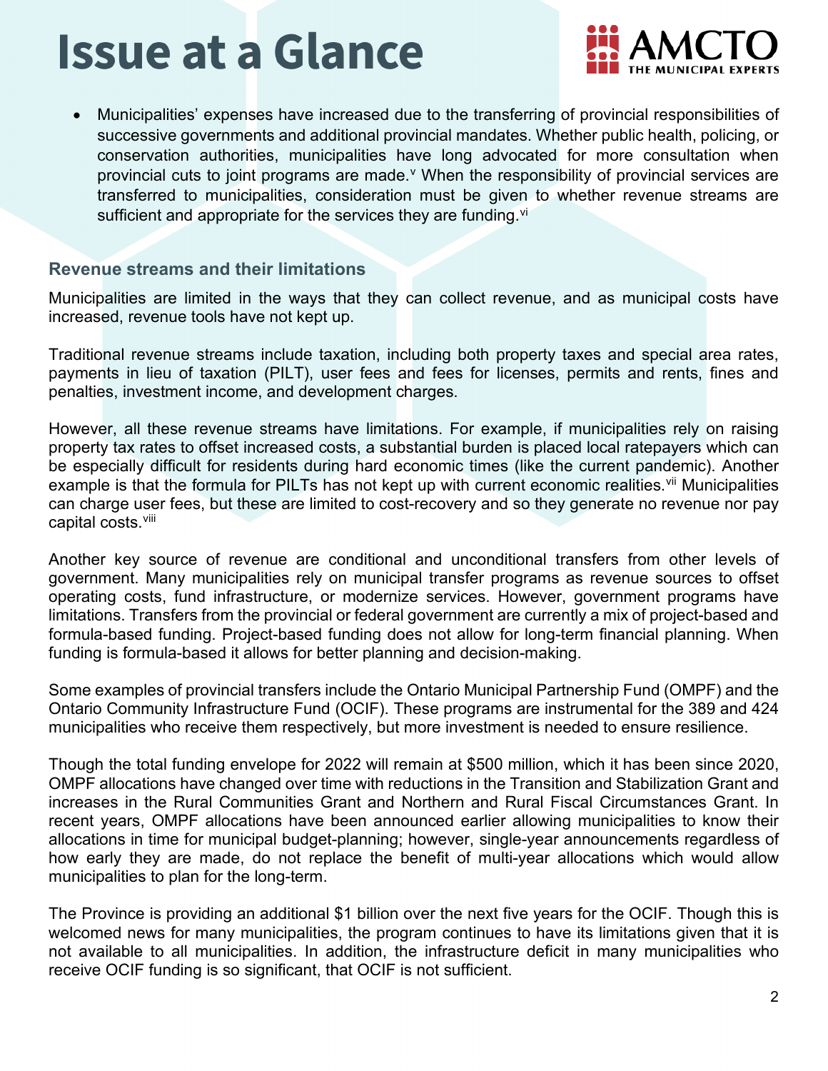# Issue at a Glance

- Municipalities' expenses have increased due to the transferring of provincial responsibilities of successive governments and additional provincial mandates. Whether public health, policing, or conservation authorities, municipalities have long advocated for more consultation when provincial cuts to joint programs are made.[v] When the responsibility of provincial services are transferred to municipalities, consideration must be given to whether revenue streams are sufficient and appropriate for the services they are funding.[vi]

### Revenue streams and their limitations

Municipalities are limited in the ways that they can collect revenue, and as municipal costs have increased, revenue tools have not kept up.

Traditional revenue streams include taxation, including both property taxes and special area rates, payments in lieu of taxation (PILT), user fees and fees for licenses, permits and rents, fines and penalties, investment income, and development charges.

However, all these revenue streams have limitations. For example, if municipalities rely on raising property tax rates to offset increased costs, a substantial burden is placed local ratepayers which can be especially difficult for residents during hard economic times (like the current pandemic). Another example is that the formula for PILTs has not kept up with current economic realities.[vii] Municipalities can charge user fees, but these are limited to cost-recovery and so they generate no revenue nor pay capital costs.[viii]

Another key source of revenue are conditional and unconditional transfers from other levels of government. Many municipalities rely on municipal transfer programs as revenue sources to offset operating costs, fund infrastructure, or modernize services. However, government programs have limitations. Transfers from the provincial or federal government are currently a mix of project-based and formula-based funding. Project-based funding does not allow for long-term financial planning. When funding is formula-based it allows for better planning and decision-making.

Some examples of provincial transfers include the Ontario Municipal Partnership Fund (OMPF) and the Ontario Community Infrastructure Fund (OCIF). These programs are instrumental for the 389 and 424 municipalities who receive them respectively, but more investment is needed to ensure resilience.

Though the total funding envelope for 2022 will remain at $500 million, which it has been since 2020, OMPF allocations have changed over time with reductions in the Transition and Stabilization Grant and increases in the Rural Communities Grant and Northern and Rural Fiscal Circumstances Grant. In recent years, OMPF allocations have been announced earlier allowing municipalities to know their allocations in time for municipal budget-planning; however, single-year announcements regardless of how early they are made, do not replace the benefit of multi-year allocations which would allow municipalities to plan for the long-term.

The Province is providing an additional $1 billion over the next five years for the OCIF. Though this is welcomed news for many municipalities, the program continues to have its limitations given that it is not available to all municipalities. In addition, the infrastructure deficit in many municipalities who receive OCIF funding is so significant, that OCIF is not sufficient.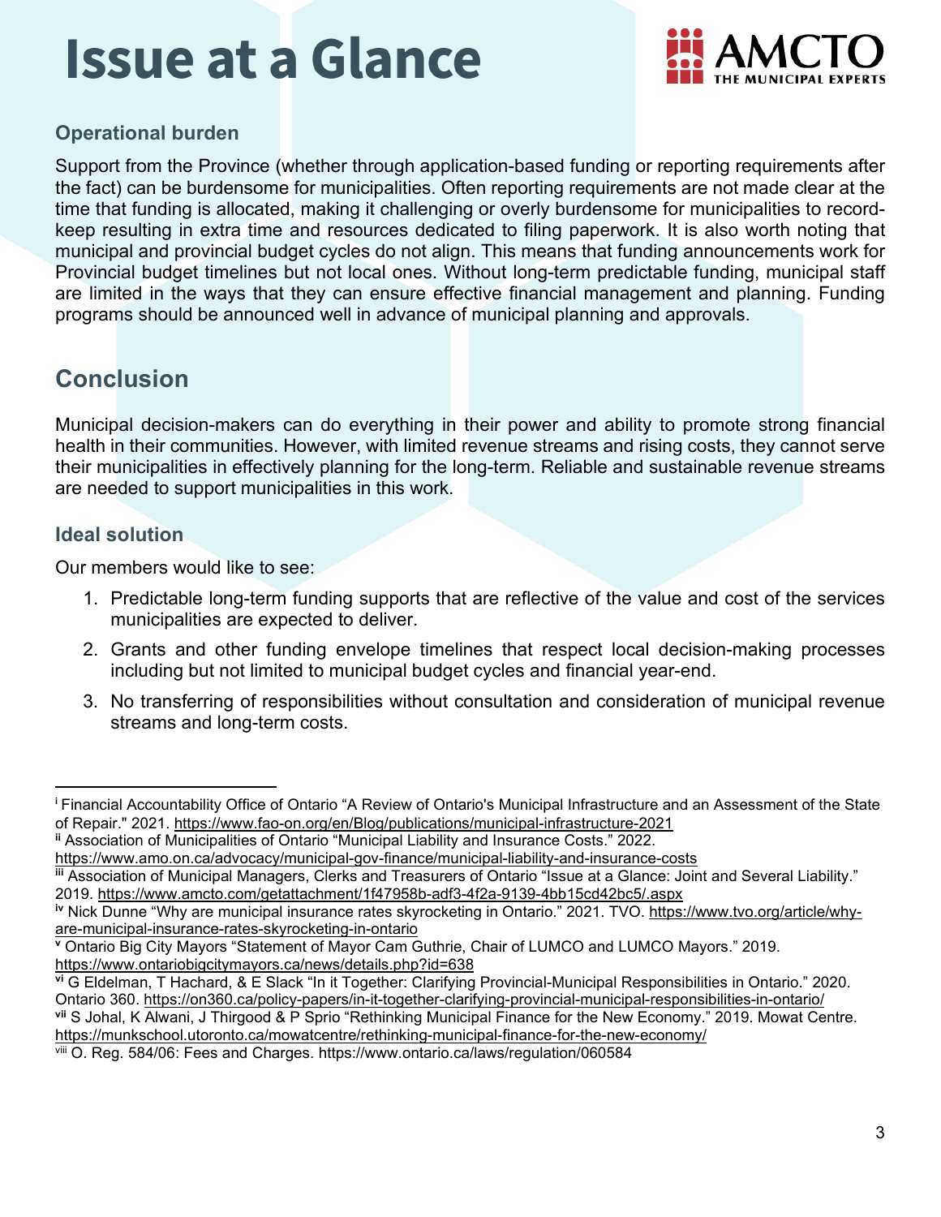# Issue at a Glance

### Operational burden

Support from the Province (whether through application-based funding or reporting requirements after the fact) can be burdensome for municipalities. Often reporting requirements are not made clear at the time that funding is allocated, making it challenging or overly burdensome for municipalities to record-keep resulting in extra time and resources dedicated to filing paperwork. It is also worth noting that municipal and provincial budget cycles do not align. This means that funding announcements work for Provincial budget timelines but not local ones. Without long-term predictable funding, municipal staff are limited in the ways that they can ensure effective financial management and planning. Funding programs should be announced well in advance of municipal planning and approvals.

## Conclusion

Municipal decision-makers can do everything in their power and ability to promote strong financial health in their communities. However, with limited revenue streams and rising costs, they cannot serve their municipalities in effectively planning for the long-term. Reliable and sustainable revenue streams are needed to support municipalities in this work.

### Ideal solution

Our members would like to see:

1. Predictable long-term funding supports that are reflective of the value and cost of the services municipalities are expected to deliver.
2. Grants and other funding envelope timelines that respect local decision-making processes including but not limited to municipal budget cycles and financial year-end.
3. No transferring of responsibilities without consultation and consideration of municipal revenue streams and long-term costs.

---

[i] Financial Accountability Office of Ontario "A Review of Ontario's Municipal Infrastructure and an Assessment of the State of Repair." 2021. https://www.fao-on.org/en/Blog/publications/municipal-infrastructure-2021

[ii] Association of Municipalities of Ontario "Municipal Liability and Insurance Costs." 2022. https://www.amo.on.ca/advocacy/municipal-gov-finance/municipal-liability-and-insurance-costs

[iii] Association of Municipal Managers, Clerks and Treasurers of Ontario "Issue at a Glance: Joint and Several Liability." 2019. https://www.amcto.com/getattachment/1f47958b-adf3-4f2a-9139-4bb15cd42bc5/.aspx

[iv] Nick Dunne "Why are municipal insurance rates skyrocketing in Ontario." 2021. TVO. https://www.tvo.org/article/why-are-municipal-insurance-rates-skyrocketing-in-ontario

[v] Ontario Big City Mayors "Statement of Mayor Cam Guthrie, Chair of LUMCO and LUMCO Mayors." 2019. https://www.ontariobigcitymayors.ca/news/details.php?id=638

[vi] G Eldelman, T Hachard, & E Slack "In it Together: Clarifying Provincial-Municipal Responsibilities in Ontario." 2020. Ontario 360. https://on360.ca/policy-papers/in-it-together-clarifying-provincial-municipal-responsibilities-in-ontario/

[vii] S Johal, K Alwani, J Thirgood & P Sprio "Rethinking Municipal Finance for the New Economy." 2019. Mowat Centre. https://munkschool.utoronto.ca/mowatcentre/rethinking-municipal-finance-for-the-new-economy/

[viii] O. Reg. 584/06: Fees and Charges. https://www.ontario.ca/laws/regulation/060584